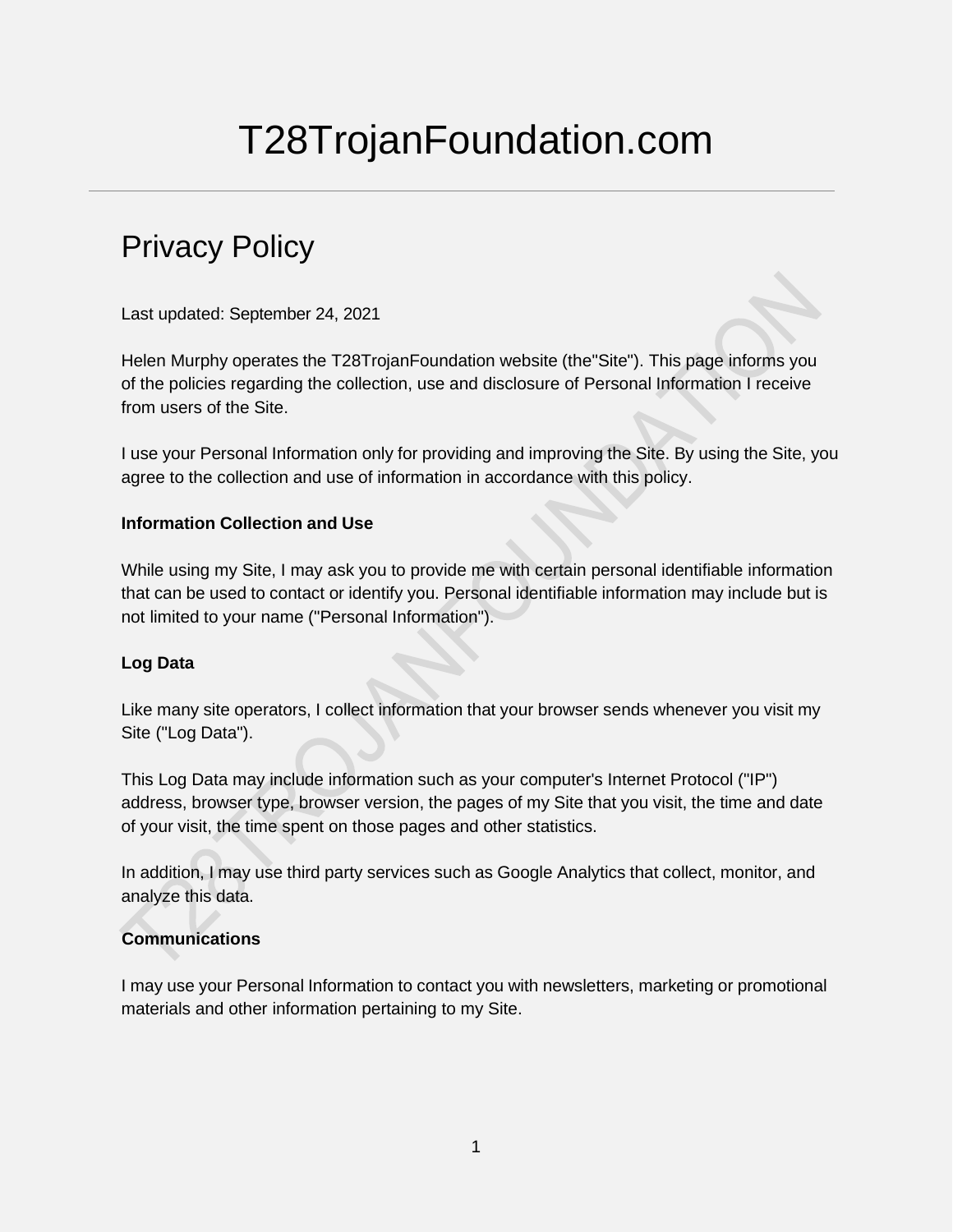# T28TrojanFoundation.com

## Privacy Policy

Last updated: September 24, 2021

Helen Murphy operates the T28TrojanFoundation website (the"Site"). This page informs you of the policies regarding the collection, use and disclosure of Personal Information I receive from users of the Site.

I use your Personal Information only for providing and improving the Site. By using the Site, you agree to the collection and use of information in accordance with this policy.

**Information Collection and Use**

While using my Site, I may ask you to provide me with certain personal identifiable information that can be used to contact or identify you. Personal identifiable information may include but is not limited to your name ("Personal Information").

**Log Data**

Like many site operators, I collect information that your browser sends whenever you visit my Site ("Log Data").

This Log Data may include information such as your computer's Internet Protocol ("IP") address, browser type, browser version, the pages of my Site that you visit, the time and date of your visit, the time spent on those pages and other statistics.

In addition, I may use third party services such as Google Analytics that collect, monitor, and analyze this data.

**Communications**

I may use your Personal Information to contact you with newsletters, marketing or promotional materials and other information pertaining to my Site.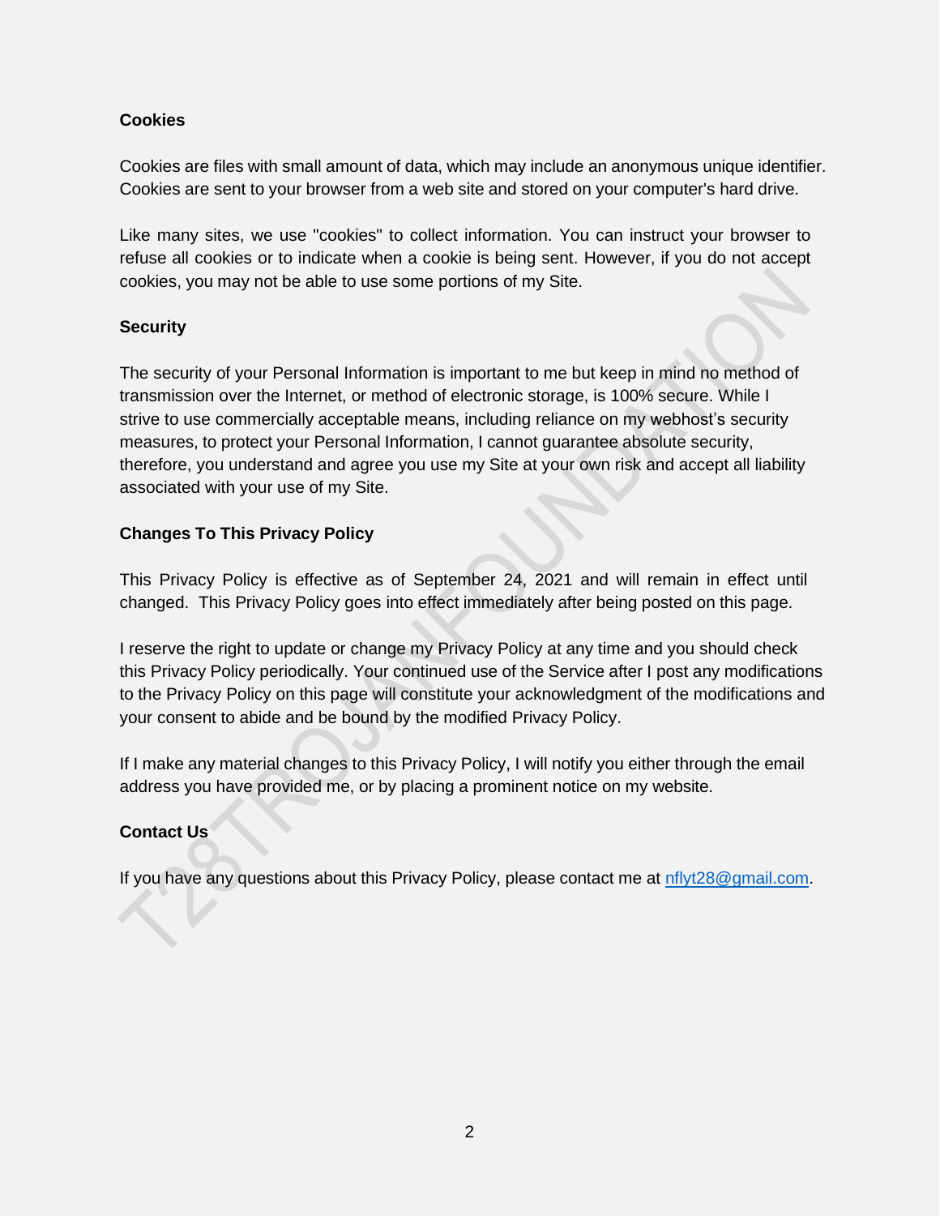**Cookies**

Cookies are files with small amount of data, which may include an anonymous unique identifier. Cookies are sent to your browser from a web site and stored on your computer's hard drive.

Like many sites, we use "cookies" to collect information. You can instruct your browser to refuse all cookies or to indicate when a cookie is being sent. However, if you do not accept cookies, you may not be able to use some portions of my Site.

**Security**

The security of your Personal Information is important to me but keep in mind no method of transmission over the Internet, or method of electronic storage, is 100% secure. While I strive to use commercially acceptable means, including reliance on my webhost's security measures, to protect your Personal Information, I cannot guarantee absolute security, therefore, you understand and agree you use my Site at your own risk and accept all liability associated with your use of my Site.

**Changes To This Privacy Policy**

This Privacy Policy is effective as of September 24, 2021 and will remain in effect until changed. This Privacy Policy goes into effect immediately after being posted on this page.

I reserve the right to update or change my Privacy Policy at any time and you should check this Privacy Policy periodically. Your continued use of the Service after I post any modifications to the Privacy Policy on this page will constitute your acknowledgment of the modifications and your consent to abide and be bound by the modified Privacy Policy.

If I make any material changes to this Privacy Policy, I will notify you either through the email address you have provided me, or by placing a prominent notice on my website.

**Contact Us**

If you have any questions about this Privacy Policy, please contact me at nflyt28@gmail.com.